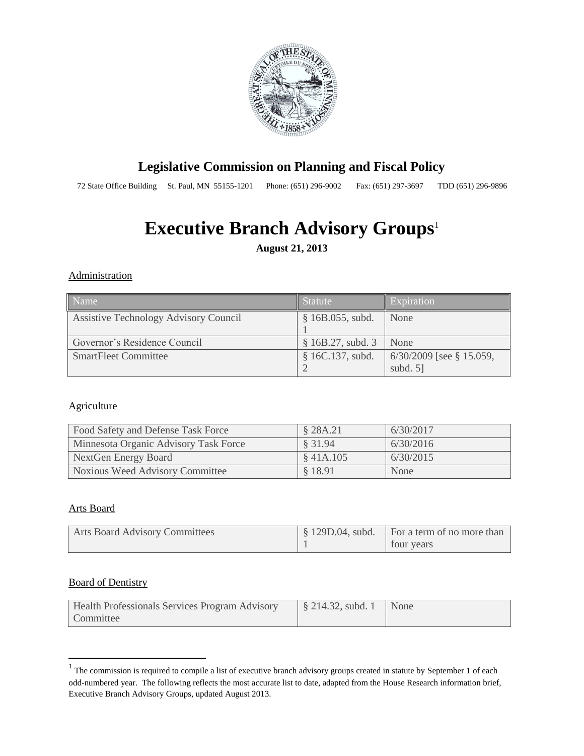## Legislative Commission on Planning and Fiscal Policy

72 State Office Building St. Paul, MN 55155-1201 Phone: (651) 296-9002 Fax: (651) 297-3697 TDD (651) 296-9896

# Executive Branch Advisory Groups[1]

**August 21, 2013**

Administration

| Name | Statute | Expiration |
|---|---|---|
| Assistive Technology Advisory Council | § 16B.055, subd. 1 | None |
| Governor's Residence Council | § 16B.27, subd. 3 | None |
| SmartFleet Committee | § 16C.137, subd. 2 | 6/30/2009 [see § 15.059, subd. 5] |

Agriculture

| Name | Statute | Expiration |
|---|---|---|
| Food Safety and Defense Task Force | § 28A.21 | 6/30/2017 |
| Minnesota Organic Advisory Task Force | § 31.94 | 6/30/2016 |
| NextGen Energy Board | § 41A.105 | 6/30/2015 |
| Noxious Weed Advisory Committee | § 18.91 | None |

Arts Board

| Name | Statute | Expiration |
|---|---|---|
| Arts Board Advisory Committees | § 129D.04, subd. 1 | For a term of no more than four years |

Board of Dentistry

| Name | Statute | Expiration |
|---|---|---|
| Health Professionals Services Program Advisory Committee | § 214.32, subd. 1 | None |

[1] The commission is required to compile a list of executive branch advisory groups created in statute by September 1 of each odd-numbered year. The following reflects the most accurate list to date, adapted from the House Research information brief, Executive Branch Advisory Groups, updated August 2013.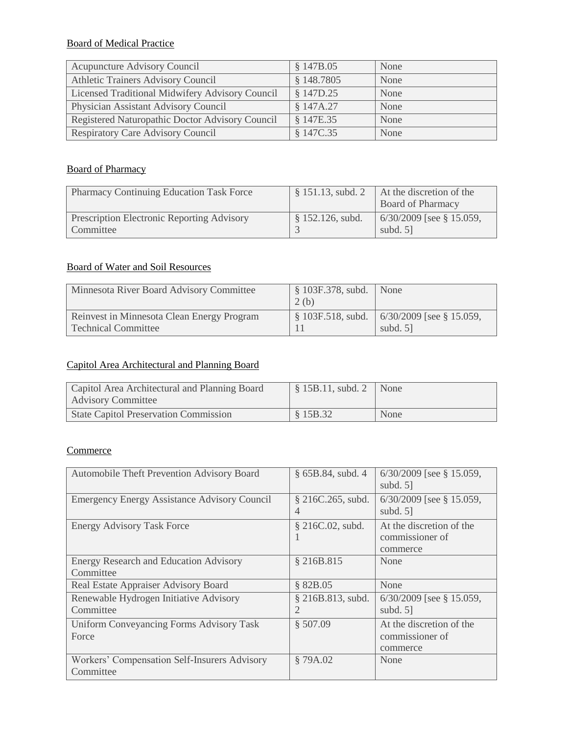Board of Medical Practice

| Acupuncture Advisory Council | § 147B.05 | None |
|---|---|---|
| Athletic Trainers Advisory Council | § 148.7805 | None |
| Licensed Traditional Midwifery Advisory Council | § 147D.25 | None |
| Physician Assistant Advisory Council | § 147A.27 | None |
| Registered Naturopathic Doctor Advisory Council | § 147E.35 | None |
| Respiratory Care Advisory Council | § 147C.35 | None |

Board of Pharmacy

| Pharmacy Continuing Education Task Force | § 151.13, subd. 2 | At the discretion of the Board of Pharmacy |
|---|---|---|
| Prescription Electronic Reporting Advisory Committee | § 152.126, subd. 3 | 6/30/2009 [see § 15.059, subd. 5] |

Board of Water and Soil Resources

| Minnesota River Board Advisory Committee | § 103F.378, subd. 2 (b) | None |
|---|---|---|
| Reinvest in Minnesota Clean Energy Program Technical Committee | § 103F.518, subd. 11 | 6/30/2009 [see § 15.059, subd. 5] |

Capitol Area Architectural and Planning Board

| Capitol Area Architectural and Planning Board Advisory Committee | § 15B.11, subd. 2 | None |
|---|---|---|
| State Capitol Preservation Commission | § 15B.32 | None |

Commerce

| Automobile Theft Prevention Advisory Board | § 65B.84, subd. 4 | 6/30/2009 [see § 15.059, subd. 5] |
|---|---|---|
| Emergency Energy Assistance Advisory Council | § 216C.265, subd. 4 | 6/30/2009 [see § 15.059, subd. 5] |
| Energy Advisory Task Force | § 216C.02, subd. 1 | At the discretion of the commissioner of commerce |
| Energy Research and Education Advisory Committee | § 216B.815 | None |
| Real Estate Appraiser Advisory Board | § 82B.05 | None |
| Renewable Hydrogen Initiative Advisory Committee | § 216B.813, subd. 2 | 6/30/2009 [see § 15.059, subd. 5] |
| Uniform Conveyancing Forms Advisory Task Force | § 507.09 | At the discretion of the commissioner of commerce |
| Workers' Compensation Self-Insurers Advisory Committee | § 79A.02 | None |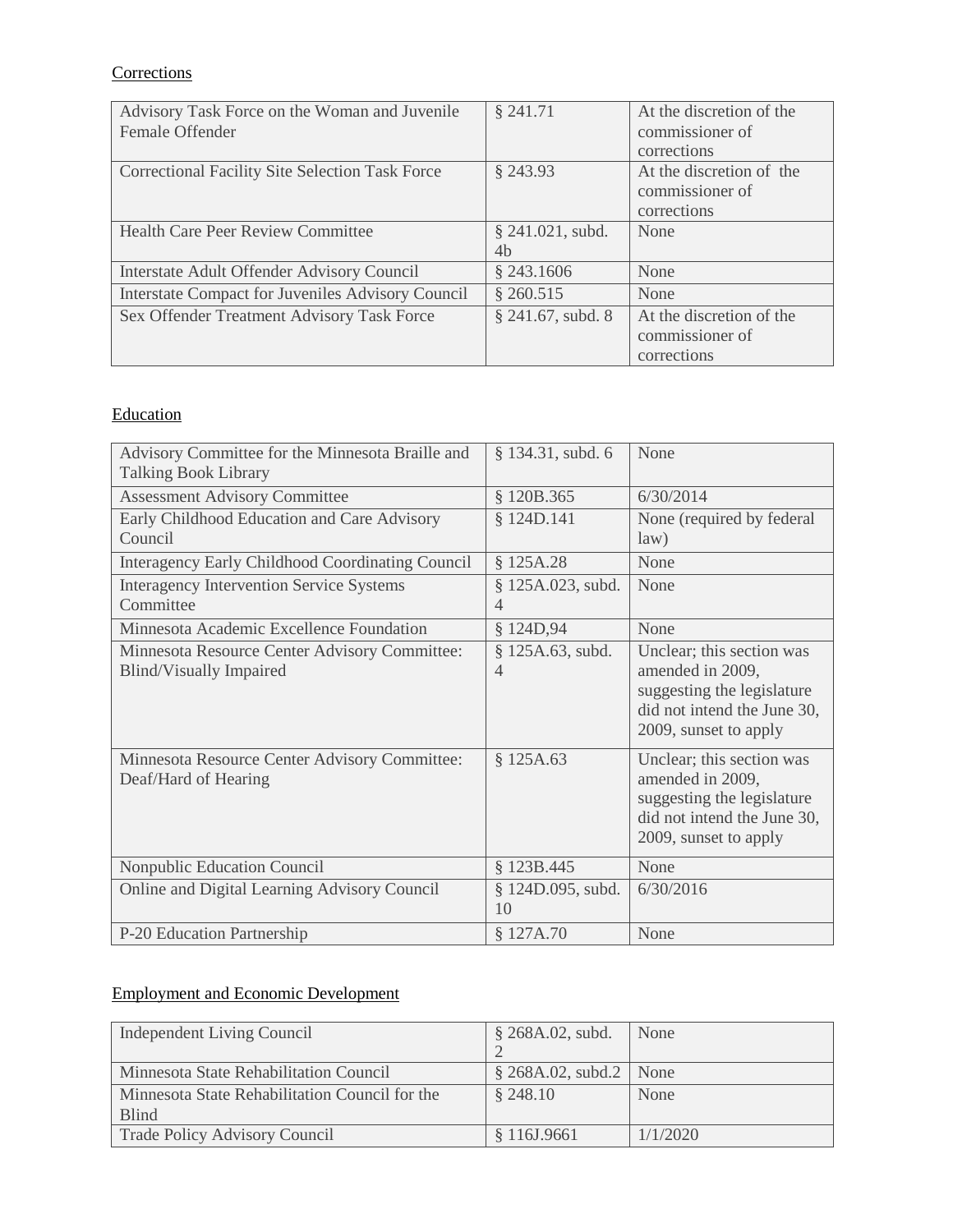Corrections

| | | |
|---|---|---|
| Advisory Task Force on the Woman and Juvenile Female Offender | § 241.71 | At the discretion of the commissioner of corrections |
| Correctional Facility Site Selection Task Force | § 243.93 | At the discretion of the commissioner of corrections |
| Health Care Peer Review Committee | § 241.021, subd. 4b | None |
| Interstate Adult Offender Advisory Council | § 243.1606 | None |
| Interstate Compact for Juveniles Advisory Council | § 260.515 | None |
| Sex Offender Treatment Advisory Task Force | § 241.67, subd. 8 | At the discretion of the commissioner of corrections |

Education

| | | |
|---|---|---|
| Advisory Committee for the Minnesota Braille and Talking Book Library | § 134.31, subd. 6 | None |
| Assessment Advisory Committee | § 120B.365 | 6/30/2014 |
| Early Childhood Education and Care Advisory Council | § 124D.141 | None (required by federal law) |
| Interagency Early Childhood Coordinating Council | § 125A.28 | None |
| Interagency Intervention Service Systems Committee | § 125A.023, subd. 4 | None |
| Minnesota Academic Excellence Foundation | § 124D,94 | None |
| Minnesota Resource Center Advisory Committee: Blind/Visually Impaired | § 125A.63, subd. 4 | Unclear; this section was amended in 2009, suggesting the legislature did not intend the June 30, 2009, sunset to apply |
| Minnesota Resource Center Advisory Committee: Deaf/Hard of Hearing | § 125A.63 | Unclear; this section was amended in 2009, suggesting the legislature did not intend the June 30, 2009, sunset to apply |
| Nonpublic Education Council | § 123B.445 | None |
| Online and Digital Learning Advisory Council | § 124D.095, subd. 10 | 6/30/2016 |
| P-20 Education Partnership | § 127A.70 | None |

Employment and Economic Development

| | | |
|---|---|---|
| Independent Living Council | § 268A.02, subd. 2 | None |
| Minnesota State Rehabilitation Council | § 268A.02, subd.2 | None |
| Minnesota State Rehabilitation Council for the Blind | § 248.10 | None |
| Trade Policy Advisory Council | § 116J.9661 | 1/1/2020 |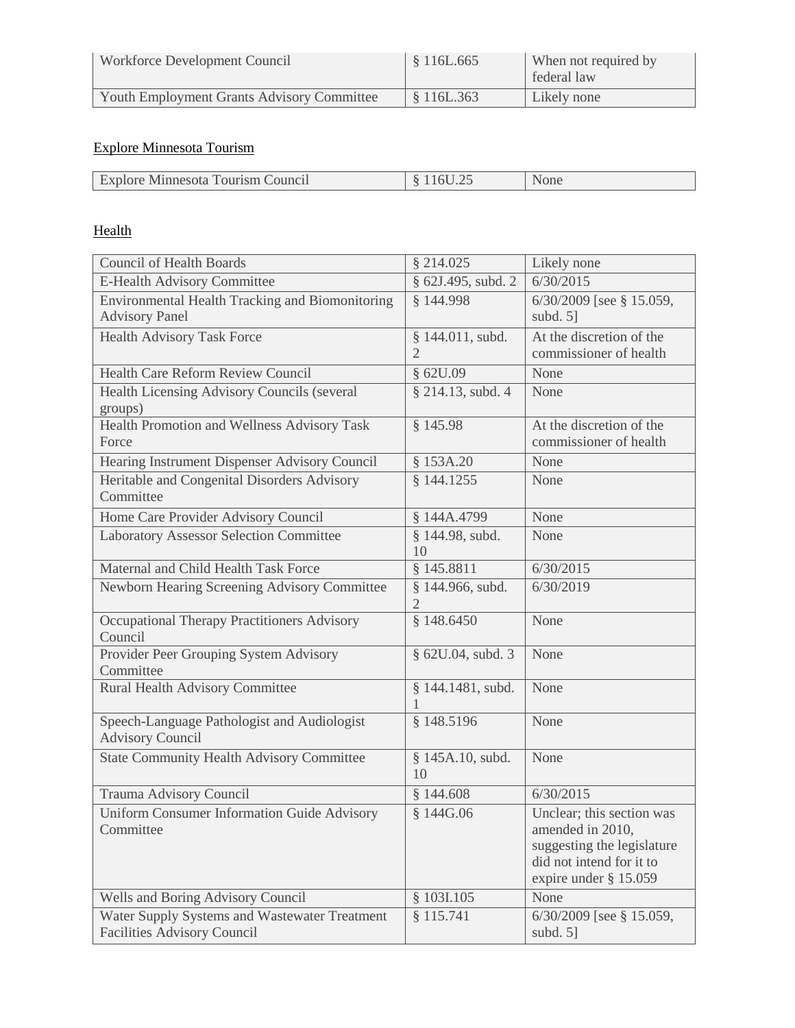| Workforce Development Council | § 116L.665 | When not required by federal law |
|---|---|---|
| Youth Employment Grants Advisory Committee | § 116L.363 | Likely none |

## Explore Minnesota Tourism

| Explore Minnesota Tourism Council | § 116U.25 | None |
|---|---|---|

## Health

| Council of Health Boards | § 214.025 | Likely none |
|---|---|---|
| E-Health Advisory Committee | § 62J.495, subd. 2 | 6/30/2015 |
| Environmental Health Tracking and Biomonitoring Advisory Panel | § 144.998 | 6/30/2009 [see § 15.059, subd. 5] |
| Health Advisory Task Force | § 144.011, subd. 2 | At the discretion of the commissioner of health |
| Health Care Reform Review Council | § 62U.09 | None |
| Health Licensing Advisory Councils (several groups) | § 214.13, subd. 4 | None |
| Health Promotion and Wellness Advisory Task Force | § 145.98 | At the discretion of the commissioner of health |
| Hearing Instrument Dispenser Advisory Council | § 153A.20 | None |
| Heritable and Congenital Disorders Advisory Committee | § 144.1255 | None |
| Home Care Provider Advisory Council | § 144A.4799 | None |
| Laboratory Assessor Selection Committee | § 144.98, subd. 10 | None |
| Maternal and Child Health Task Force | § 145.8811 | 6/30/2015 |
| Newborn Hearing Screening Advisory Committee | § 144.966, subd. 2 | 6/30/2019 |
| Occupational Therapy Practitioners Advisory Council | § 148.6450 | None |
| Provider Peer Grouping System Advisory Committee | § 62U.04, subd. 3 | None |
| Rural Health Advisory Committee | § 144.1481, subd. 1 | None |
| Speech-Language Pathologist and Audiologist Advisory Council | § 148.5196 | None |
| State Community Health Advisory Committee | § 145A.10, subd. 10 | None |
| Trauma Advisory Council | § 144.608 | 6/30/2015 |
| Uniform Consumer Information Guide Advisory Committee | § 144G.06 | Unclear; this section was amended in 2010, suggesting the legislature did not intend for it to expire under § 15.059 |
| Wells and Boring Advisory Council | § 103I.105 | None |
| Water Supply Systems and Wastewater Treatment Facilities Advisory Council | § 115.741 | 6/30/2009 [see § 15.059, subd. 5] |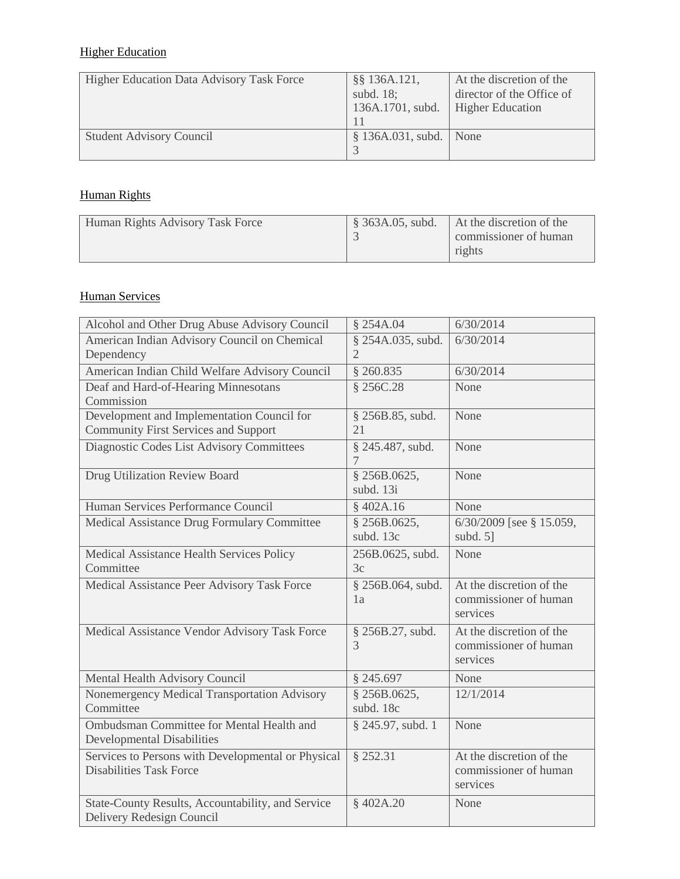Higher Education

| | | |
|---|---|---|
| Higher Education Data Advisory Task Force | §§ 136A.121, subd. 18; 136A.1701, subd. 11 | At the discretion of the director of the Office of Higher Education |
| Student Advisory Council | § 136A.031, subd. 3 | None |

Human Rights

| | | |
|---|---|---|
| Human Rights Advisory Task Force | § 363A.05, subd. 3 | At the discretion of the commissioner of human rights |

Human Services

| | | |
|---|---|---|
| Alcohol and Other Drug Abuse Advisory Council | § 254A.04 | 6/30/2014 |
| American Indian Advisory Council on Chemical Dependency | § 254A.035, subd. 2 | 6/30/2014 |
| American Indian Child Welfare Advisory Council | § 260.835 | 6/30/2014 |
| Deaf and Hard-of-Hearing Minnesotans Commission | § 256C.28 | None |
| Development and Implementation Council for Community First Services and Support | § 256B.85, subd. 21 | None |
| Diagnostic Codes List Advisory Committees | § 245.487, subd. 7 | None |
| Drug Utilization Review Board | § 256B.0625, subd. 13i | None |
| Human Services Performance Council | § 402A.16 | None |
| Medical Assistance Drug Formulary Committee | § 256B.0625, subd. 13c | 6/30/2009 [see § 15.059, subd. 5] |
| Medical Assistance Health Services Policy Committee | 256B.0625, subd. 3c | None |
| Medical Assistance Peer Advisory Task Force | § 256B.064, subd. 1a | At the discretion of the commissioner of human services |
| Medical Assistance Vendor Advisory Task Force | § 256B.27, subd. 3 | At the discretion of the commissioner of human services |
| Mental Health Advisory Council | § 245.697 | None |
| Nonemergency Medical Transportation Advisory Committee | § 256B.0625, subd. 18c | 12/1/2014 |
| Ombudsman Committee for Mental Health and Developmental Disabilities | § 245.97, subd. 1 | None |
| Services to Persons with Developmental or Physical Disabilities Task Force | § 252.31 | At the discretion of the commissioner of human services |
| State-County Results, Accountability, and Service Delivery Redesign Council | § 402A.20 | None |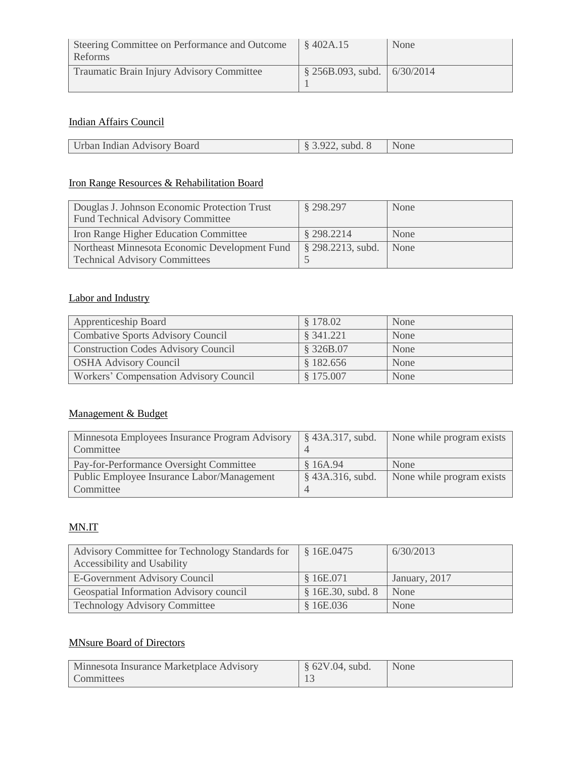| | | |
|---|---|---|
| Steering Committee on Performance and Outcome Reforms | § 402A.15 | None |
| Traumatic Brain Injury Advisory Committee | § 256B.093, subd. 1 | 6/30/2014 |

Indian Affairs Council

| | | |
|---|---|---|
| Urban Indian Advisory Board | § 3.922, subd. 8 | None |

Iron Range Resources & Rehabilitation Board

| | | |
|---|---|---|
| Douglas J. Johnson Economic Protection Trust Fund Technical Advisory Committee | § 298.297 | None |
| Iron Range Higher Education Committee | § 298.2214 | None |
| Northeast Minnesota Economic Development Fund Technical Advisory Committees | § 298.2213, subd. 5 | None |

Labor and Industry

| | | |
|---|---|---|
| Apprenticeship Board | § 178.02 | None |
| Combative Sports Advisory Council | § 341.221 | None |
| Construction Codes Advisory Council | § 326B.07 | None |
| OSHA Advisory Council | § 182.656 | None |
| Workers' Compensation Advisory Council | § 175.007 | None |

Management & Budget

| | | |
|---|---|---|
| Minnesota Employees Insurance Program Advisory Committee | § 43A.317, subd. 4 | None while program exists |
| Pay-for-Performance Oversight Committee | § 16A.94 | None |
| Public Employee Insurance Labor/Management Committee | § 43A.316, subd. 4 | None while program exists |

MN.IT

| | | |
|---|---|---|
| Advisory Committee for Technology Standards for Accessibility and Usability | § 16E.0475 | 6/30/2013 |
| E-Government Advisory Council | § 16E.071 | January, 2017 |
| Geospatial Information Advisory council | § 16E.30, subd. 8 | None |
| Technology Advisory Committee | § 16E.036 | None |

MNsure Board of Directors

| | | |
|---|---|---|
| Minnesota Insurance Marketplace Advisory Committees | § 62V.04, subd. 13 | None |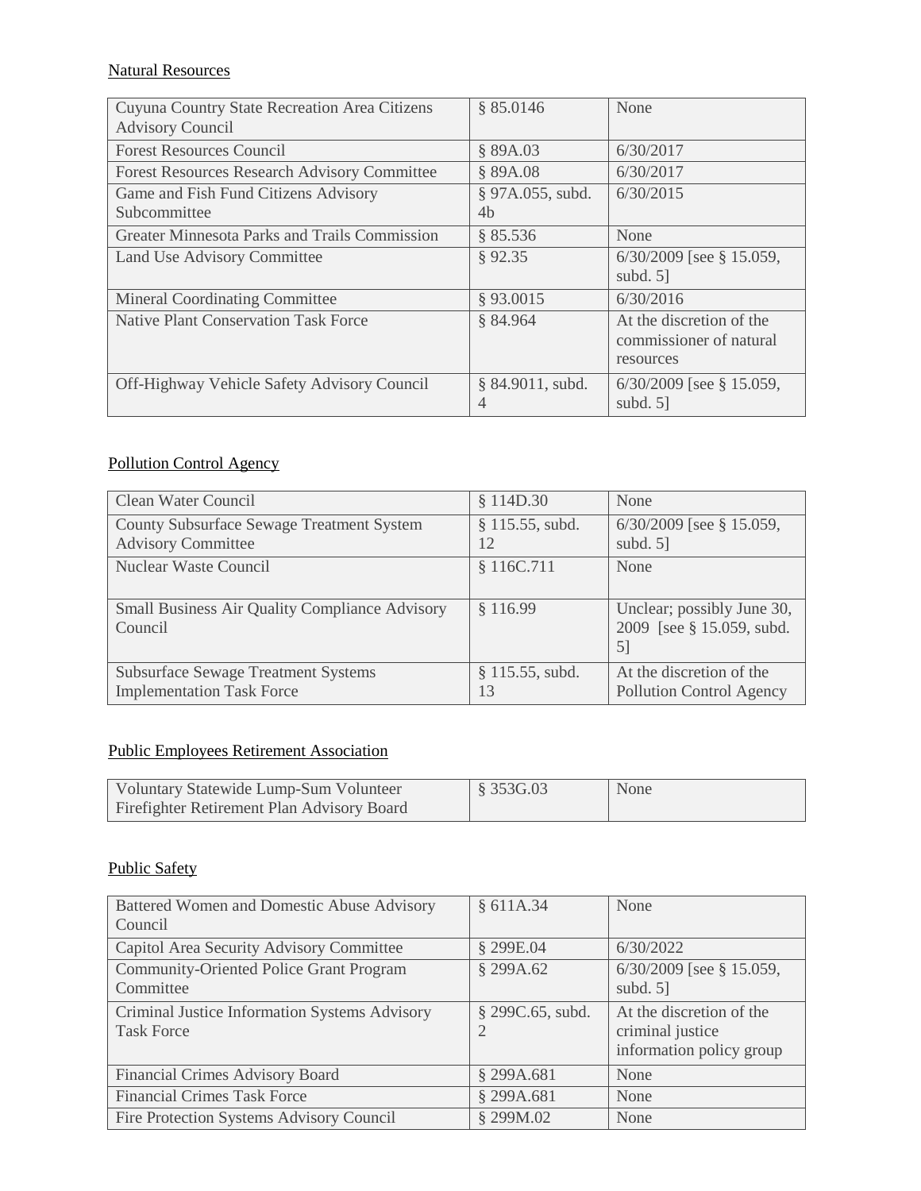Natural Resources

| | | |
|---|---|---|
| Cuyuna Country State Recreation Area Citizens Advisory Council | § 85.0146 | None |
| Forest Resources Council | § 89A.03 | 6/30/2017 |
| Forest Resources Research Advisory Committee | § 89A.08 | 6/30/2017 |
| Game and Fish Fund Citizens Advisory Subcommittee | § 97A.055, subd. 4b | 6/30/2015 |
| Greater Minnesota Parks and Trails Commission | § 85.536 | None |
| Land Use Advisory Committee | § 92.35 | 6/30/2009 [see § 15.059, subd. 5] |
| Mineral Coordinating Committee | § 93.0015 | 6/30/2016 |
| Native Plant Conservation Task Force | § 84.964 | At the discretion of the commissioner of natural resources |
| Off-Highway Vehicle Safety Advisory Council | § 84.9011, subd. 4 | 6/30/2009 [see § 15.059, subd. 5] |

Pollution Control Agency

| | | |
|---|---|---|
| Clean Water Council | § 114D.30 | None |
| County Subsurface Sewage Treatment System Advisory Committee | § 115.55, subd. 12 | 6/30/2009 [see § 15.059, subd. 5] |
| Nuclear Waste Council | § 116C.711 | None |
| Small Business Air Quality Compliance Advisory Council | § 116.99 | Unclear; possibly June 30, 2009 [see § 15.059, subd. 5] |
| Subsurface Sewage Treatment Systems Implementation Task Force | § 115.55, subd. 13 | At the discretion of the Pollution Control Agency |

Public Employees Retirement Association

| | | |
|---|---|---|
| Voluntary Statewide Lump-Sum Volunteer Firefighter Retirement Plan Advisory Board | § 353G.03 | None |

Public Safety

| | | |
|---|---|---|
| Battered Women and Domestic Abuse Advisory Council | § 611A.34 | None |
| Capitol Area Security Advisory Committee | § 299E.04 | 6/30/2022 |
| Community-Oriented Police Grant Program Committee | § 299A.62 | 6/30/2009 [see § 15.059, subd. 5] |
| Criminal Justice Information Systems Advisory Task Force | § 299C.65, subd. 2 | At the discretion of the criminal justice information policy group |
| Financial Crimes Advisory Board | § 299A.681 | None |
| Financial Crimes Task Force | § 299A.681 | None |
| Fire Protection Systems Advisory Council | § 299M.02 | None |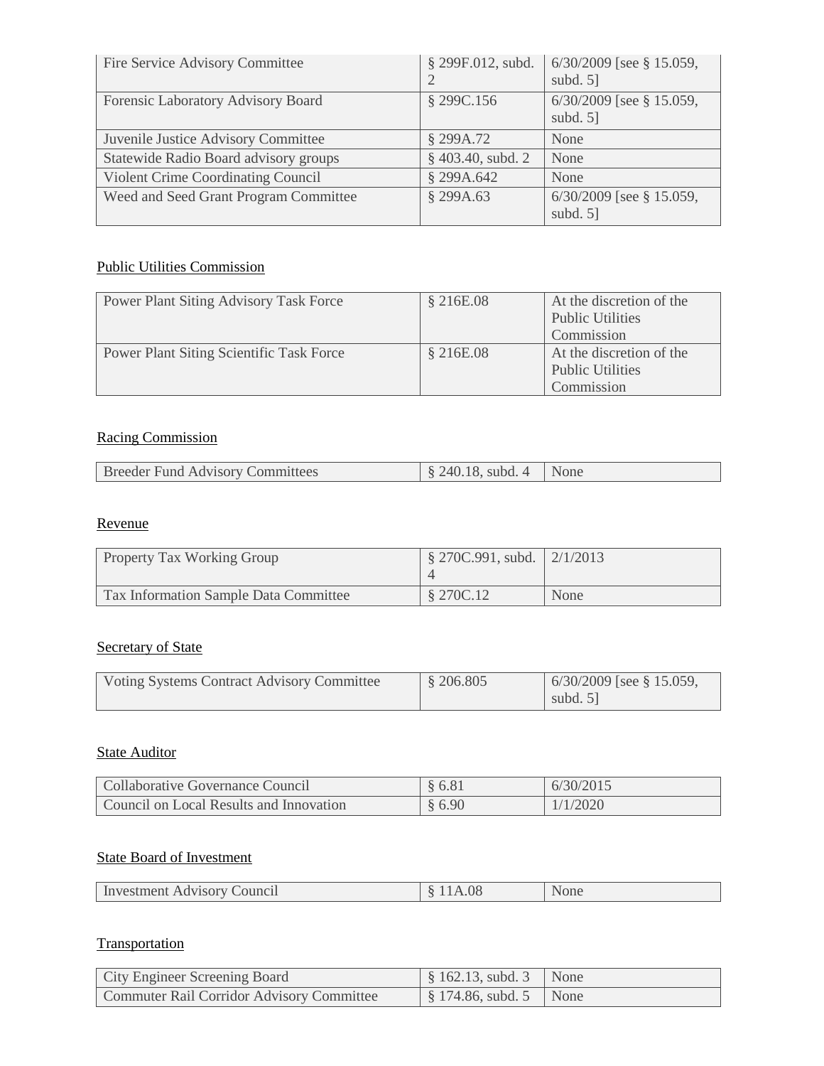| | | |
|---|---|---|
| Fire Service Advisory Committee | § 299F.012, subd. 2 | 6/30/2009 [see § 15.059, subd. 5] |
| Forensic Laboratory Advisory Board | § 299C.156 | 6/30/2009 [see § 15.059, subd. 5] |
| Juvenile Justice Advisory Committee | § 299A.72 | None |
| Statewide Radio Board advisory groups | § 403.40, subd. 2 | None |
| Violent Crime Coordinating Council | § 299A.642 | None |
| Weed and Seed Grant Program Committee | § 299A.63 | 6/30/2009 [see § 15.059, subd. 5] |

Public Utilities Commission

| | | |
|---|---|---|
| Power Plant Siting Advisory Task Force | § 216E.08 | At the discretion of the Public Utilities Commission |
| Power Plant Siting Scientific Task Force | § 216E.08 | At the discretion of the Public Utilities Commission |

Racing Commission

| | | |
|---|---|---|
| Breeder Fund Advisory Committees | § 240.18, subd. 4 | None |

Revenue

| | | |
|---|---|---|
| Property Tax Working Group | § 270C.991, subd. 4 | 2/1/2013 |
| Tax Information Sample Data Committee | § 270C.12 | None |

Secretary of State

| | | |
|---|---|---|
| Voting Systems Contract Advisory Committee | § 206.805 | 6/30/2009 [see § 15.059, subd. 5] |

State Auditor

| | | |
|---|---|---|
| Collaborative Governance Council | § 6.81 | 6/30/2015 |
| Council on Local Results and Innovation | § 6.90 | 1/1/2020 |

State Board of Investment

| | | |
|---|---|---|
| Investment Advisory Council | § 11A.08 | None |

Transportation

| | | |
|---|---|---|
| City Engineer Screening Board | § 162.13, subd. 3 | None |
| Commuter Rail Corridor Advisory Committee | § 174.86, subd. 5 | None |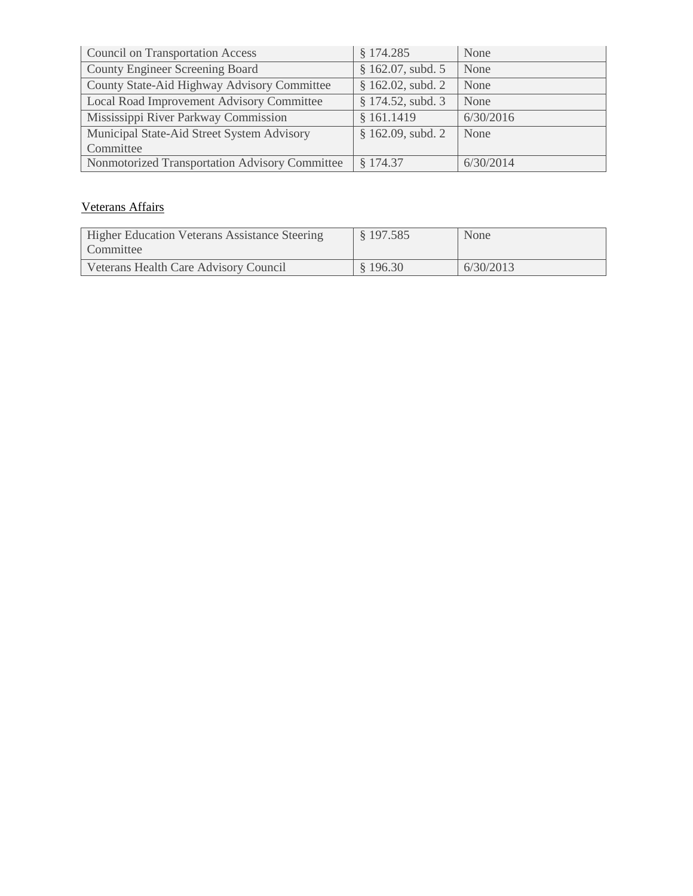| | | |
|---|---|---|
| Council on Transportation Access | § 174.285 | None |
| County Engineer Screening Board | § 162.07, subd. 5 | None |
| County State-Aid Highway Advisory Committee | § 162.02, subd. 2 | None |
| Local Road Improvement Advisory Committee | § 174.52, subd. 3 | None |
| Mississippi River Parkway Commission | § 161.1419 | 6/30/2016 |
| Municipal State-Aid Street System Advisory Committee | § 162.09, subd. 2 | None |
| Nonmotorized Transportation Advisory Committee | § 174.37 | 6/30/2014 |

Veterans Affairs

| | | |
|---|---|---|
| Higher Education Veterans Assistance Steering Committee | § 197.585 | None |
| Veterans Health Care Advisory Council | § 196.30 | 6/30/2013 |